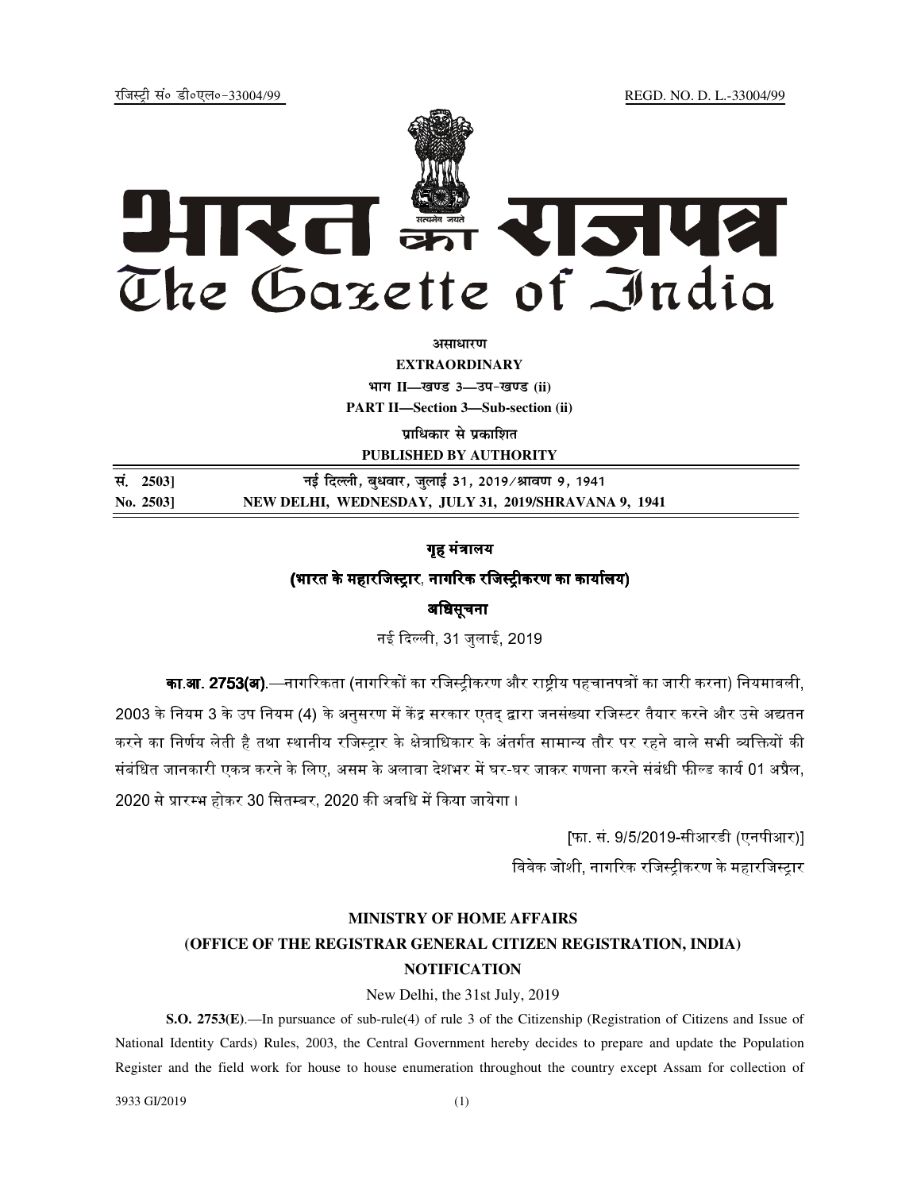रजिस्ट्री सं० डी०एल०-33004/99 REGD. NO. D. L.-33004/99

# भारत का राजपत्र
# The Gazette of India

**असाधारण**

**EXTRAORDINARY**

**भाग II—खण्ड 3—उप-खण्ड (ii)**

**PART II—Section 3—Sub-section (ii)**

**प्राधिकार से प्रकाशित**

**PUBLISHED BY AUTHORITY**

| | |
|---|---|
| सं. 2503] | नई दिल्ली, बुधवार, जुलाई 31, 2019/श्रावण 9, 1941 |
| No. 2503] | NEW DELHI, WEDNESDAY, JULY 31, 2019/SHRAVANA 9, 1941 |

## गृह मंत्रालय

### (भारत के महारजिस्ट्रार, नागरिक रजिस्ट्रीकरण का कार्यालय)

### अधिसूचना

नई दिल्ली, 31 जुलाई, 2019

**का.आ. 2753(अ).**—नागरिकता (नागरिकों का रजिस्ट्रीकरण और राष्ट्रीय पहचानपत्रों का जारी करना) नियमावली, 2003 के नियम 3 के उप नियम (4) के अनुसरण में केंद्र सरकार एतद् द्वारा जनसंख्या रजिस्टर तैयार करने और उसे अद्यतन करने का निर्णय लेती है तथा स्थानीय रजिस्ट्रार के क्षेत्राधिकार के अंतर्गत सामान्य तौर पर रहने वाले सभी व्यक्तियों की संबंधित जानकारी एकत्र करने के लिए, असम के अलावा देशभर में घर-घर जाकर गणना करने संबंधी फील्ड कार्य 01 अप्रैल, 2020 से प्रारम्भ होकर 30 सितम्बर, 2020 की अवधि में किया जायेगा।

[फा. सं. 9/5/2019-सीआरडी (एनपीआर)]

विवेक जोशी, नागरिक रजिस्ट्रीकरण के महारजिस्ट्रार

## MINISTRY OF HOME AFFAIRS

### (OFFICE OF THE REGISTRAR GENERAL CITIZEN REGISTRATION, INDIA)

### NOTIFICATION

New Delhi, the 31st July, 2019

**S.O. 2753(E)**.—In pursuance of sub-rule(4) of rule 3 of the Citizenship (Registration of Citizens and Issue of National Identity Cards) Rules, 2003, the Central Government hereby decides to prepare and update the Population Register and the field work for house to house enumeration throughout the country except Assam for collection of

3933 GI/2019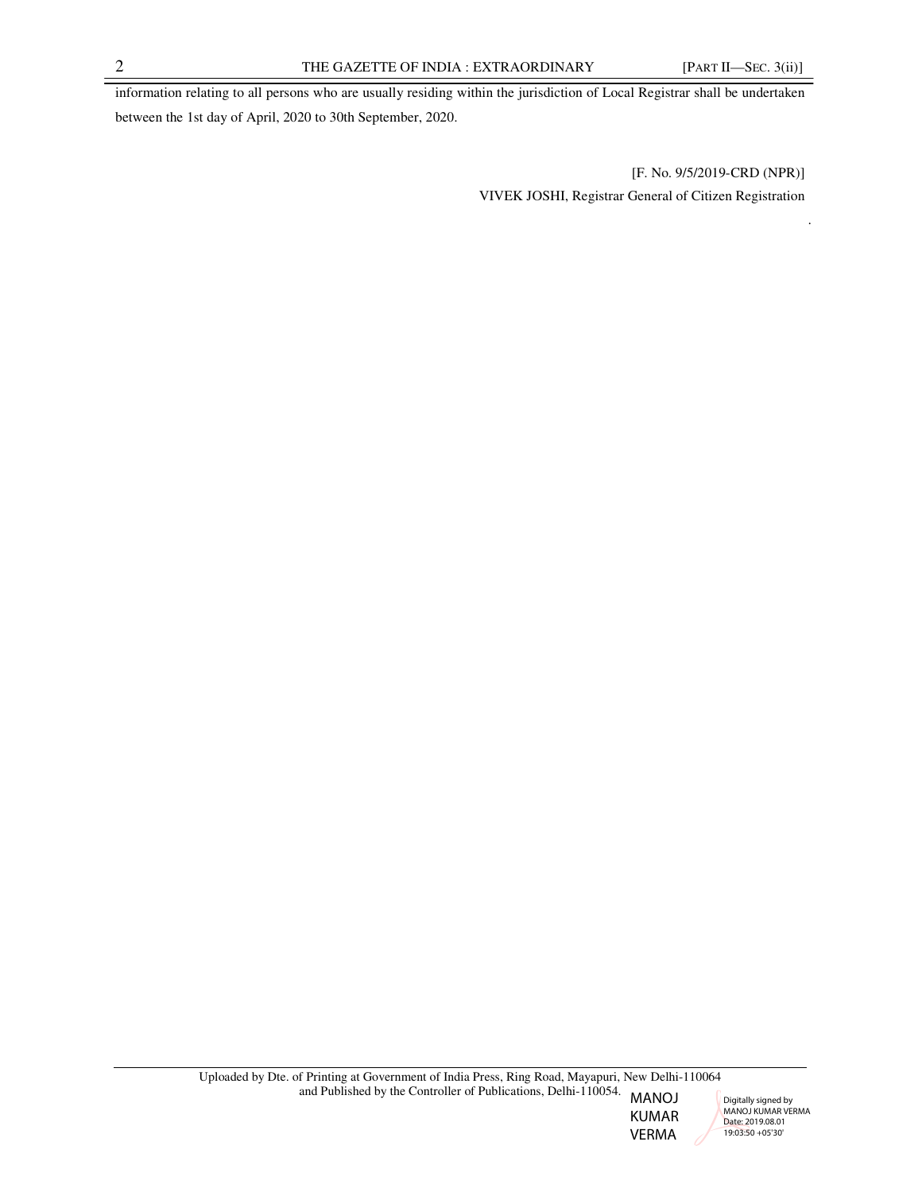information relating to all persons who are usually residing within the jurisdiction of Local Registrar shall be undertaken between the 1st day of April, 2020 to 30th September, 2020.

[F. No. 9/5/2019-CRD (NPR)]

VIVEK JOSHI, Registrar General of Citizen Registration

Uploaded by Dte. of Printing at Government of India Press, Ring Road, Mayapuri, New Delhi-110064
and Published by the Controller of Publications, Delhi-110054.

MANOJ KUMAR VERMA

Digitally signed by MANOJ KUMAR VERMA
Date: 2019.08.01 19:03:50 +05'30'